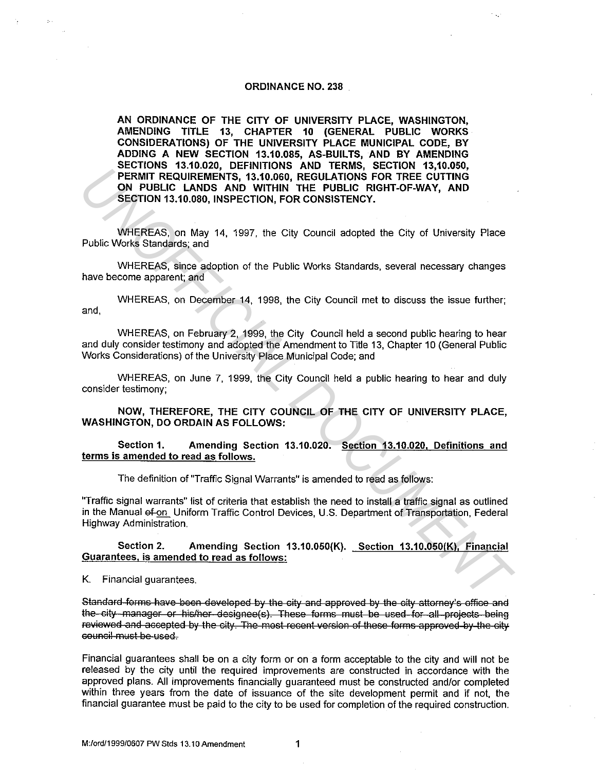# ORDINANCE NO. 238

**AN ORDINANCE OF THE CITY OF UNIVERSITY PLACE, WASHINGTON, AMENDING TITLE 13, CHAPTER 10 (GENERAL PUBLIC WORKS CONSIDERATIONS) OF THE UNIVERSITY PLACE MUNICIPAL CODE, BY ADDING A NEW SECTION 13.10.085, AS-BUILTS, AND BY AMENDING SECTIONS 13.10.020, DEFINITIONS AND TERMS, SECTION 13,10.050, PERMIT REQUIREMENTS, 13.10.060, REGULATIONS FOR TREE CUTTING ON PUBLIC LANDS AND WITHIN THE PUBLIC RIGHT-OF-WAY, AND SECTION 13.10.080, INSPECTION, FOR CONSISTENCY.**

WHEREAS, on May 14, 1997, the City Council adopted the City of University Place Public Works Standards; and

WHEREAS, since adoption of the Public Works Standards, several necessary changes have become apparent; and

WHEREAS, on December 14, 1998, the City Council met to discuss the issue further; and,

WHEREAS, on February 2, 1999, the City Council held a second public hearing to hear and duly consider testimony and adopted the Amendment to Title 13, Chapter 10 (General Public Works Considerations) of the University Place Municipal Code; and

WHEREAS, on June 7, 1999, the City Council held a public hearing to hear and duly consider testimony;

**NOW, THEREFORE, THE CITY COUNCIL OF THE CITY OF UNIVERSITY PLACE, WASHINGTON, DO ORDAIN AS FOLLOWS:**

**Section 1. Amending Section 13.10.020. Section 13.10.020, Definitions and terms is amended to read as follows.**

The definition of "Traffic Signal Warrants" is amended to read as follows:

"Traffic signal warrants" list of criteria that establish the need to install a traffic signal as outlined in the Manual ~~of~~ on Uniform Traffic Control Devices, U.S. Department of Transportation, Federal Highway Administration.

**Section 2. Amending Section 13.10.050(K). Section 13.10.050(K), Financial Guarantees, is amended to read as follows:**

K. Financial guarantees.

~~Standard forms have been developed by the city and approved by the city attorney's office and the city manager or his/her designee(s). These forms must be used for all projects being reviewed and accepted by the city. The most recent version of these forms approved by the city council must be used.~~

Financial guarantees shall be on a city form or on a form acceptable to the city and will not be released by the city until the required improvements are constructed in accordance with the approved plans. All improvements financially guaranteed must be constructed and/or completed within three years from the date of issuance of the site development permit and if not, the financial guarantee must be paid to the city to be used for completion of the required construction.

M:/ord/1999/0607 PW Stds 13.10 Amendment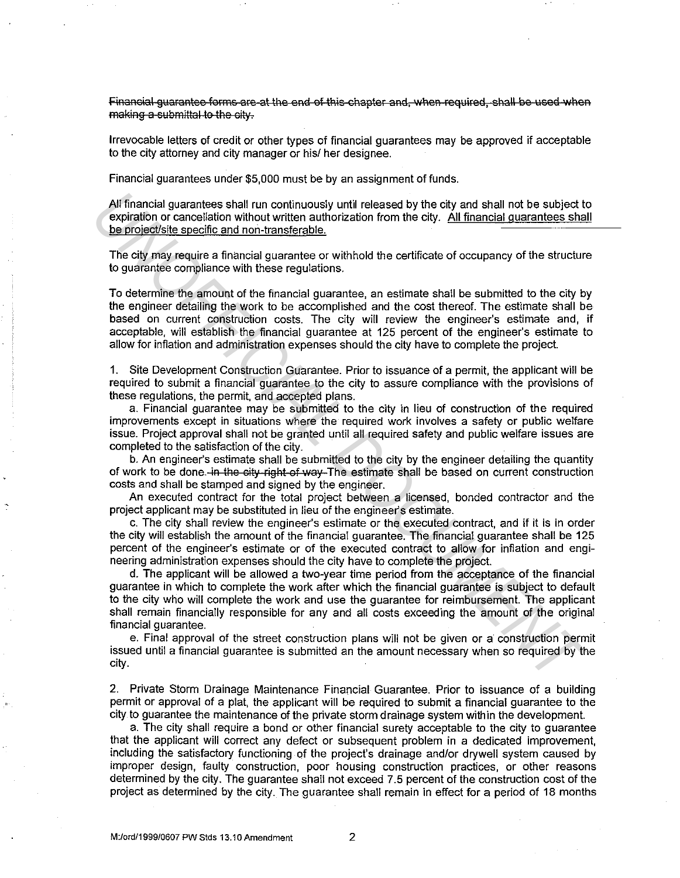~~Financial guarantee forms are at the end of this chapter and, when required, shall be used when making a submittal to the city.~~

Irrevocable letters of credit or other types of financial guarantees may be approved if acceptable to the city attorney and city manager or his/ her designee.

Financial guarantees under $5,000 must be by an assignment of funds.

All financial guarantees shall run continuously until released by the city and shall not be subject to expiration or cancellation without written authorization from the city. <u>All financial guarantees shall be project/site specific and non-transferable.</u>

The city may require a financial guarantee or withhold the certificate of occupancy of the structure to guarantee compliance with these regulations.

To determine the amount of the financial guarantee, an estimate shall be submitted to the city by the engineer detailing the work to be accomplished and the cost thereof. The estimate shall be based on current construction costs. The city will review the engineer's estimate and, if acceptable, will establish the financial guarantee at 125 percent of the engineer's estimate to allow for inflation and administration expenses should the city have to complete the project.

1. Site Development Construction Guarantee. Prior to issuance of a permit, the applicant will be required to submit a financial guarantee to the city to assure compliance with the provisions of these regulations, the permit, and accepted plans.

a. Financial guarantee may be submitted to the city in lieu of construction of the required improvements except in situations where the required work involves a safety or public welfare issue. Project approval shall not be granted until all required safety and public welfare issues are completed to the satisfaction of the city.

b. An engineer's estimate shall be submitted to the city by the engineer detailing the quantity of work to be done. ~~in the city right of way~~ The estimate shall be based on current construction costs and shall be stamped and signed by the engineer.

An executed contract for the total project between a licensed, bonded contractor and the project applicant may be substituted in lieu of the engineer's estimate.

c. The city shall review the engineer's estimate or the executed contract, and if it is in order the city will establish the amount of the financial guarantee. The financial guarantee shall be 125 percent of the engineer's estimate or of the executed contract to allow for inflation and engineering administration expenses should the city have to complete the project.

d. The applicant will be allowed a two-year time period from the acceptance of the financial guarantee in which to complete the work after which the financial guarantee is subject to default to the city who will complete the work and use the guarantee for reimbursement. The applicant shall remain financially responsible for any and all costs exceeding the amount of the original financial guarantee.

e. Final approval of the street construction plans will not be given or a construction permit issued until a financial guarantee is submitted an the amount necessary when so required by the city.

2. Private Storm Drainage Maintenance Financial Guarantee. Prior to issuance of a building permit or approval of a plat, the applicant will be required to submit a financial guarantee to the city to guarantee the maintenance of the private storm drainage system within the development.

a. The city shall require a bond or other financial surety acceptable to the city to guarantee that the applicant will correct any defect or subsequent problem in a dedicated improvement, including the satisfactory functioning of the project's drainage and/or drywell system caused by improper design, faulty construction, poor housing construction practices, or other reasons determined by the city. The guarantee shall not exceed 7.5 percent of the construction cost of the project as determined by the city. The guarantee shall remain in effect for a period of 18 months

M:/ord/1999/0607 PW Stds 13.10 Amendment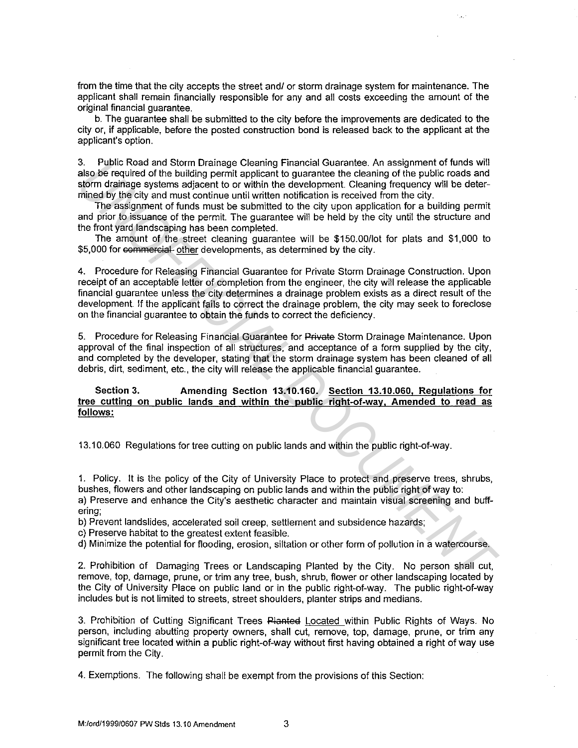from the time that the city accepts the street and/ or storm drainage system for maintenance. The applicant shall remain financially responsible for any and all costs exceeding the amount of the original financial guarantee.

b. The guarantee shall be submitted to the city before the improvements are dedicated to the city or, if applicable, before the posted construction bond is released back to the applicant at the applicant's option.

3. Public Road and Storm Drainage Cleaning Financial Guarantee. An assignment of funds will also be required of the building permit applicant to guarantee the cleaning of the public roads and storm drainage systems adjacent to or within the development. Cleaning frequency will be determined by the city and must continue until written notification is received from the city.

The assignment of funds must be submitted to the city upon application for a building permit and prior to issuance of the permit. The guarantee will be held by the city until the structure and the front yard landscaping has been completed.

The amount of the street cleaning guarantee will be $150.00/lot for plats and $1,000 to $5,000 for ~~commercial~~ <u>other</u> developments, as determined by the city.

4. Procedure for Releasing Financial Guarantee for Private Storm Drainage Construction. Upon receipt of an acceptable letter of completion from the engineer, the city will release the applicable financial guarantee unless the city determines a drainage problem exists as a direct result of the development. If the applicant fails to correct the drainage problem, the city may seek to foreclose on the financial guarantee to obtain the funds to correct the deficiency.

5. Procedure for Releasing Financial Guarantee for ~~Private~~ Storm Drainage Maintenance. Upon approval of the final inspection of all structures, and acceptance of a form supplied by the city, and completed by the developer, stating that the storm drainage system has been cleaned of all debris, dirt, sediment, etc., the city will release the applicable financial guarantee.

**Section 3. Amending Section 13.10.160.** **<u>Section 13.10.060, Regulations for tree cutting on public lands and within the public right-of-way, Amended to read as follows:</u>**

13.10.060 Regulations for tree cutting on public lands and within the public right-of-way.

1. Policy. It is the policy of the City of University Place to protect and preserve trees, shrubs, bushes, flowers and other landscaping on public lands and within the public right of way to:
a) Preserve and enhance the City's aesthetic character and maintain visual screening and buffering;
b) Prevent landslides, accelerated soil creep, settlement and subsidence hazards;
c) Preserve habitat to the greatest extent feasible.
d) Minimize the potential for flooding, erosion, siltation or other form of pollution in a watercourse.

2. Prohibition of Damaging Trees or Landscaping Planted by the City. No person shall cut, remove, top, damage, prune, or trim any tree, bush, shrub, flower or other landscaping located by the City of University Place on public land or in the public right-of-way. The public right-of-way includes but is not limited to streets, street shoulders, planter strips and medians.

3. Prohibition of Cutting Significant Trees ~~Planted~~ <u>Located</u> within Public Rights of Ways. No person, including abutting property owners, shall cut, remove, top, damage, prune, or trim any significant tree located within a public right-of-way without first having obtained a right of way use permit from the City.

4. Exemptions. The following shall be exempt from the provisions of this Section:

M:/ord/1999/0607 PW Stds 13.10 Amendment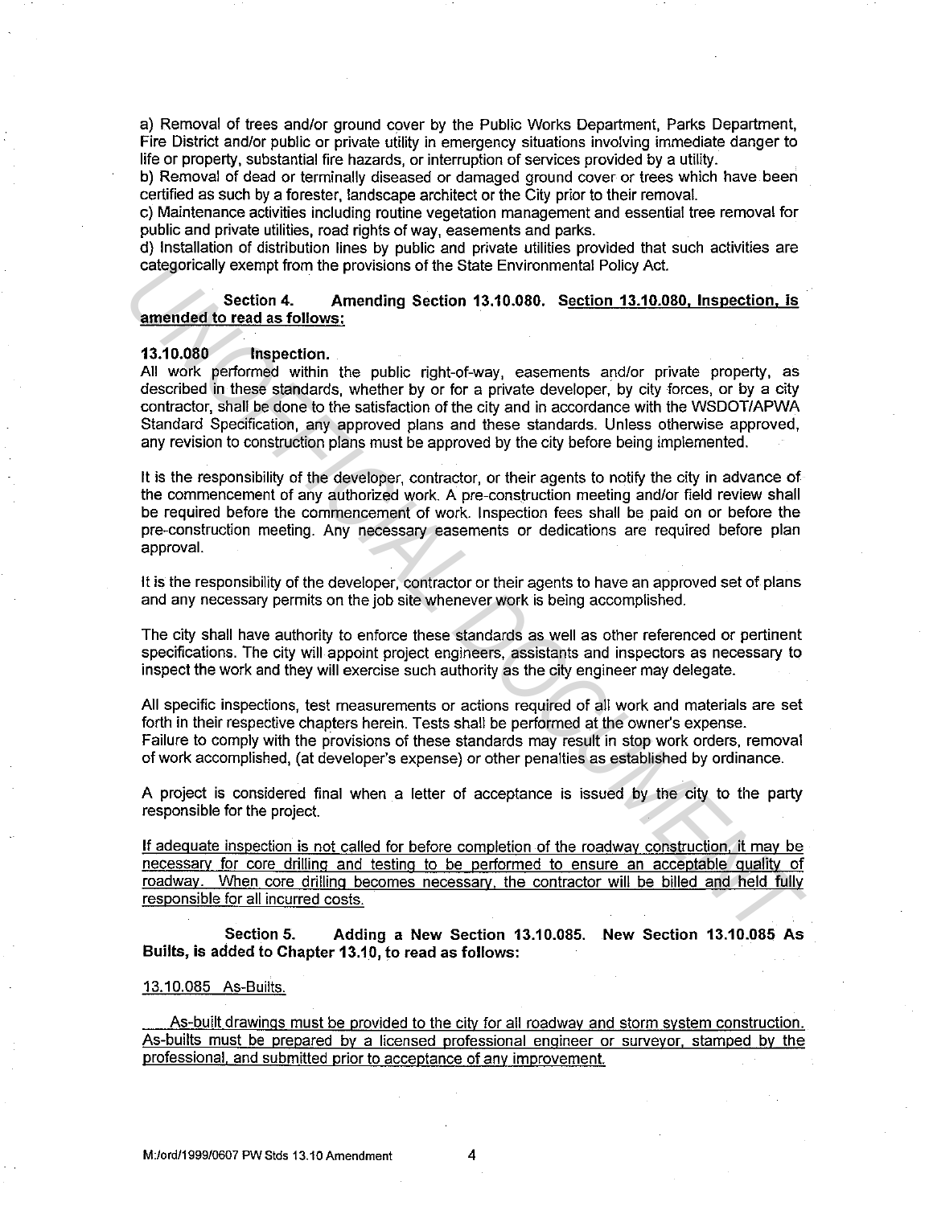a) Removal of trees and/or ground cover by the Public Works Department, Parks Department, Fire District and/or public or private utility in emergency situations involving immediate danger to life or property, substantial fire hazards, or interruption of services provided by a utility.
b) Removal of dead or terminally diseased or damaged ground cover or trees which have been certified as such by a forester, landscape architect or the City prior to their removal.
c) Maintenance activities including routine vegetation management and essential tree removal for public and private utilities, road rights of way, easements and parks.
d) Installation of distribution lines by public and private utilities provided that such activities are categorically exempt from the provisions of the State Environmental Policy Act.

**Section 4. Amending Section 13.10.080. Section 13.10.080, Inspection, is amended to read as follows:**

**13.10.080 Inspection.**
All work performed within the public right-of-way, easements and/or private property, as described in these standards, whether by or for a private developer, by city forces, or by a city contractor, shall be done to the satisfaction of the city and in accordance with the WSDOT/APWA Standard Specification, any approved plans and these standards. Unless otherwise approved, any revision to construction plans must be approved by the city before being implemented.

It is the responsibility of the developer, contractor, or their agents to notify the city in advance of the commencement of any authorized work. A pre-construction meeting and/or field review shall be required before the commencement of work. Inspection fees shall be paid on or before the pre-construction meeting. Any necessary easements or dedications are required before plan approval.

It is the responsibility of the developer, contractor or their agents to have an approved set of plans and any necessary permits on the job site whenever work is being accomplished.

The city shall have authority to enforce these standards as well as other referenced or pertinent specifications. The city will appoint project engineers, assistants and inspectors as necessary to inspect the work and they will exercise such authority as the city engineer may delegate.

All specific inspections, test measurements or actions required of all work and materials are set forth in their respective chapters herein. Tests shall be performed at the owner's expense.
Failure to comply with the provisions of these standards may result in stop work orders, removal of work accomplished, (at developer's expense) or other penalties as established by ordinance.

A project is considered final when a letter of acceptance is issued by the city to the party responsible for the project.

If adequate inspection is not called for before completion of the roadway construction, it may be necessary for core drilling and testing to be performed to ensure an acceptable quality of roadway. When core drilling becomes necessary, the contractor will be billed and held fully responsible for all incurred costs.

**Section 5. Adding a New Section 13.10.085. New Section 13.10.085 As Builts, is added to Chapter 13.10, to read as follows:**

13.10.085 As-Builts.

As-built drawings must be provided to the city for all roadway and storm system construction. As-builts must be prepared by a licensed professional engineer or surveyor, stamped by the professional, and submitted prior to acceptance of any improvement.

M:/ord/1999/0607 PW Stds 13.10 Amendment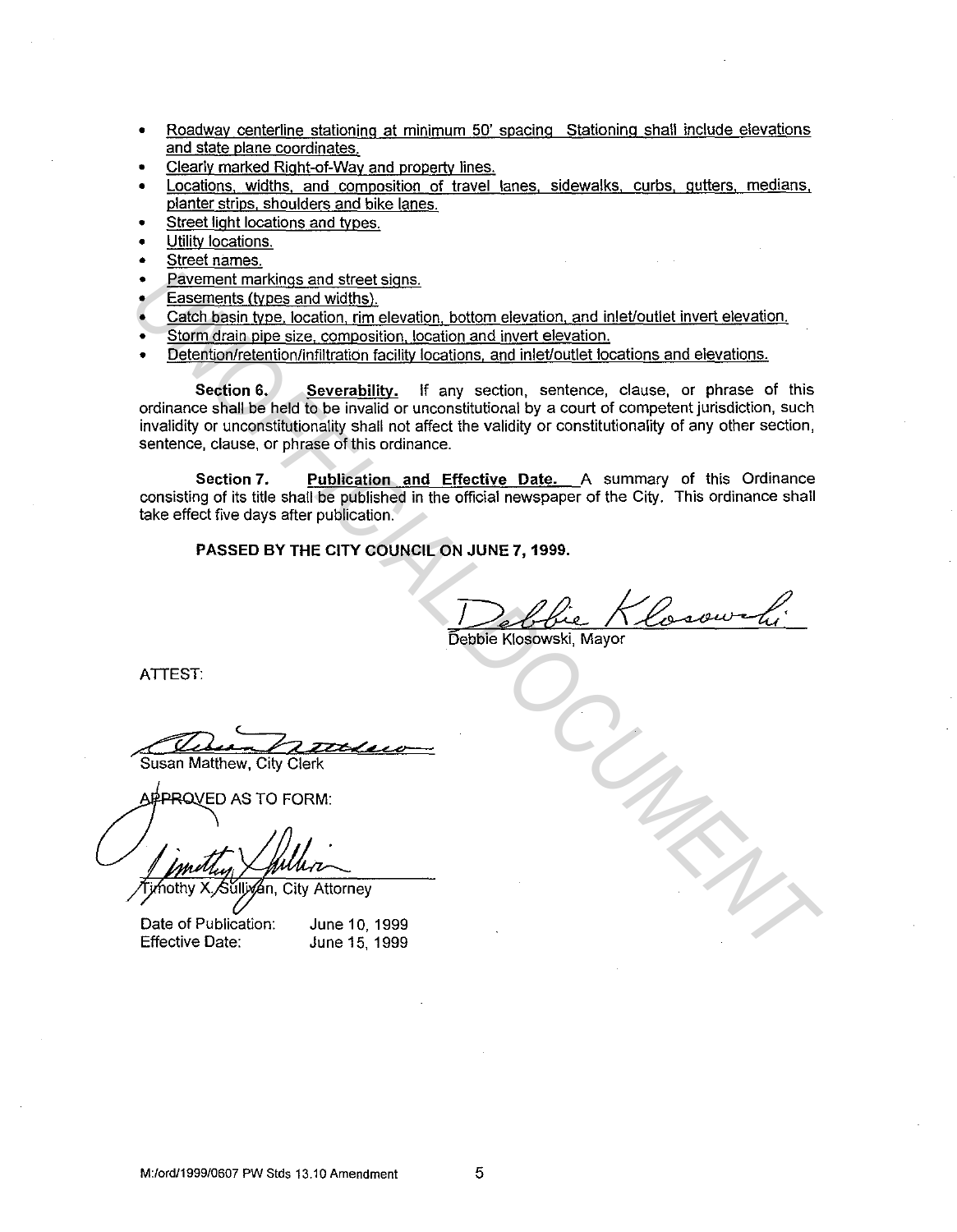- Roadway centerline stationing at minimum 50' spacing Stationing shall include elevations and state plane coordinates.
- Clearly marked Right-of-Way and property lines.
- Locations, widths, and composition of travel lanes, sidewalks, curbs, gutters, medians, planter strips, shoulders and bike lanes.
- Street light locations and types.
- Utility locations.
- Street names.
- Pavement markings and street signs.
- Easements (types and widths).
- Catch basin type, location, rim elevation, bottom elevation, and inlet/outlet invert elevation.
- Storm drain pipe size, composition, location and invert elevation.
- Detention/retention/infiltration facility locations, and inlet/outlet locations and elevations.

**Section 6.** **Severability.** If any section, sentence, clause, or phrase of this ordinance shall be held to be invalid or unconstitutional by a court of competent jurisdiction, such invalidity or unconstitutionality shall not affect the validity or constitutionality of any other section, sentence, clause, or phrase of this ordinance.

**Section 7.** **Publication and Effective Date.** A summary of this Ordinance consisting of its title shall be published in the official newspaper of the City. This ordinance shall take effect five days after publication.

**PASSED BY THE CITY COUNCIL ON JUNE 7, 1999.**

Debbie Klosowski, Mayor

ATTEST:

Susan Matthew, City Clerk

APPROVED AS TO FORM:

Timothy X. Sullivan, City Attorney

Date of Publication: June 10, 1999
Effective Date: June 15, 1999

M:/ord/1999/0607 PW Stds 13.10 Amendment